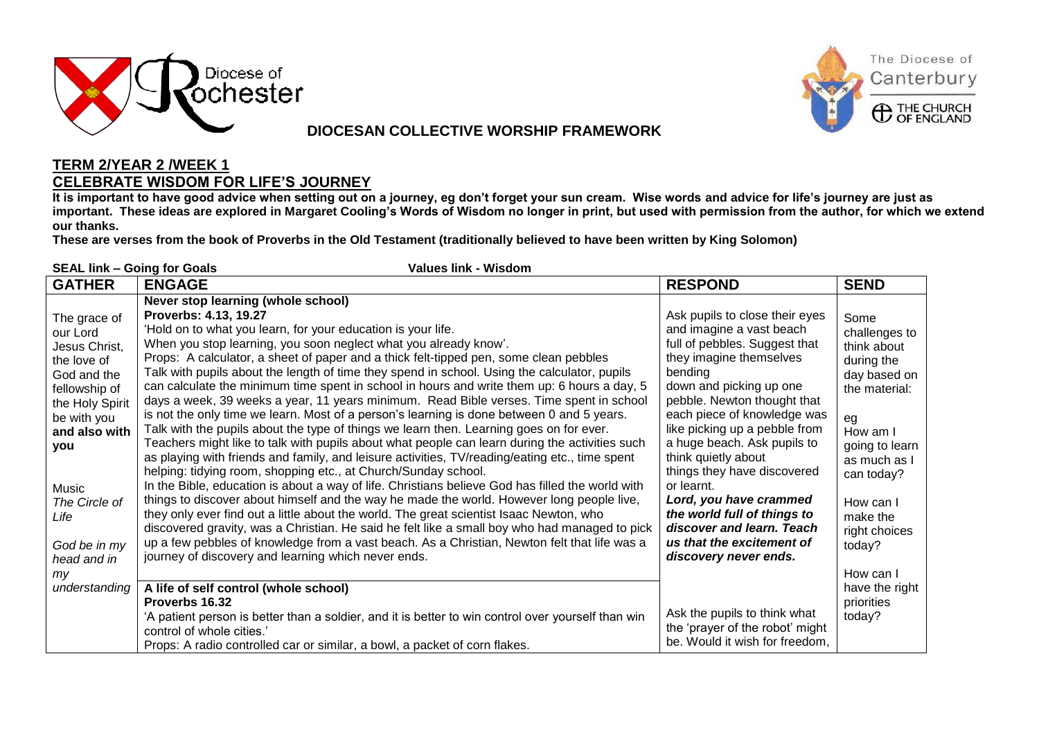Diocese of Rochester

The Diocese of Canterbury
THE CHURCH OF ENGLAND

## DIOCESAN COLLECTIVE WORSHIP FRAMEWORK

## TERM 2/YEAR 2 /WEEK 1
## CELEBRATE WISDOM FOR LIFE'S JOURNEY

**It is important to have good advice when setting out on a journey, eg don't forget your sun cream. Wise words and advice for life's journey are just as important. These ideas are explored in Margaret Cooling's Words of Wisdom no longer in print, but used with permission from the author, for which we extend our thanks.**

**These are verses from the book of Proverbs in the Old Testament (traditionally believed to have been written by King Solomon)**

**SEAL link – Going for Goals** **Values link - Wisdom**

| GATHER | ENGAGE | RESPOND | SEND |
|---|---|---|---|
| The grace of our Lord Jesus Christ, the love of God and the fellowship of the Holy Spirit be with you **and also with you**<br><br>Music<br>*The Circle of Life*<br><br>*God be in my head and in my understanding* | **Never stop learning (whole school)**<br>**Proverbs: 4.13, 19.27**<br>'Hold on to what you learn, for your education is your life.<br>When you stop learning, you soon neglect what you already know'.<br>Props: A calculator, a sheet of paper and a thick felt-tipped pen, some clean pebbles<br>Talk with pupils about the length of time they spend in school. Using the calculator, pupils can calculate the minimum time spent in school in hours and write them up: 6 hours a day, 5 days a week, 39 weeks a year, 11 years minimum. Read Bible verses. Time spent in school is not the only time we learn. Most of a person's learning is done between 0 and 5 years. Talk with the pupils about the type of things we learn then. Learning goes on for ever. Teachers might like to talk with pupils about what people can learn during the activities such as playing with friends and family, and leisure activities, TV/reading/eating etc., time spent helping: tidying room, shopping etc., at Church/Sunday school.<br>In the Bible, education is about a way of life. Christians believe God has filled the world with things to discover about himself and the way he made the world. However long people live, they only ever find out a little about the world. The great scientist Isaac Newton, who discovered gravity, was a Christian. He said he felt like a small boy who had managed to pick up a few pebbles of knowledge from a vast beach. As a Christian, Newton felt that life was a journey of discovery and learning which never ends. | Ask pupils to close their eyes and imagine a vast beach full of pebbles. Suggest that they imagine themselves bending down and picking up one pebble. Newton thought that each piece of knowledge was like picking up a pebble from a huge beach. Ask pupils to think quietly about things they have discovered or learnt.<br>***Lord, you have crammed the world full of things to discover and learn. Teach us that the excitement of discovery never ends.*** | Some challenges to think about during the day based on the material:<br><br>eg<br>How am I going to learn as much as I can today?<br><br>How can I make the right choices today?<br><br>How can I have the right priorities today? |
| | **A life of self control (whole school)**<br>**Proverbs 16.32**<br>'A patient person is better than a soldier, and it is better to win control over yourself than win control of whole cities.'<br>Props: A radio controlled car or similar, a bowl, a packet of corn flakes. | Ask the pupils to think what the 'prayer of the robot' might be. Would it wish for freedom, | |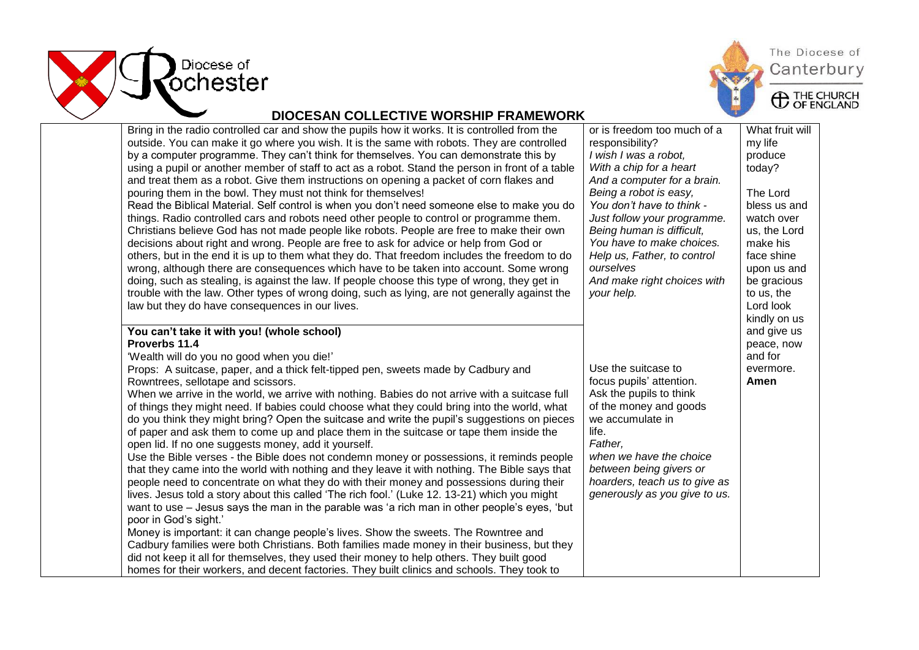# DIOCESAN COLLECTIVE WORSHIP FRAMEWORK

| | | | |
|---|---|---|---|
| | Bring in the radio controlled car and show the pupils how it works. It is controlled from the outside. You can make it go where you wish. It is the same with robots. They are controlled by a computer programme. They can't think for themselves. You can demonstrate this by using a pupil or another member of staff to act as a robot. Stand the person in front of a table and treat them as a robot. Give them instructions on opening a packet of corn flakes and pouring them in the bowl. They must not think for themselves!<br>Read the Biblical Material. Self control is when you don't need someone else to make you do things. Radio controlled cars and robots need other people to control or programme them. Christians believe God has not made people like robots. People are free to make their own decisions about right and wrong. People are free to ask for advice or help from God or others, but in the end it is up to them what they do. That freedom includes the freedom to do wrong, although there are consequences which have to be taken into account. Some wrong doing, such as stealing, is against the law. If people choose this type of wrong, they get in trouble with the law. Other types of wrong doing, such as lying, are not generally against the law but they do have consequences in our lives. | or is freedom too much of a responsibility?<br>*I wish I was a robot,*<br>*With a chip for a heart*<br>*And a computer for a brain.*<br>*Being a robot is easy,*<br>*You don't have to think -*<br>*Just follow your programme.*<br>*Being human is difficult,*<br>*You have to make choices.*<br>*Help us, Father, to control ourselves*<br>*And make right choices with your help.* | What fruit will my life produce today?<br><br>The Lord bless us and watch over us, the Lord make his face shine upon us and be gracious to us, the Lord look kindly on us and give us peace, now and for evermore.<br>**Amen** |
| | **You can't take it with you! (whole school)**<br>**Proverbs 11.4**<br>'Wealth will do you no good when you die!'<br>Props: A suitcase, paper, and a thick felt-tipped pen, sweets made by Cadbury and Rowntrees, sellotape and scissors.<br>When we arrive in the world, we arrive with nothing. Babies do not arrive with a suitcase full of things they might need. If babies could choose what they could bring into the world, what do you think they might bring? Open the suitcase and write the pupil's suggestions on pieces of paper and ask them to come up and place them in the suitcase or tape them inside the open lid. If no one suggests money, add it yourself.<br>Use the Bible verses - the Bible does not condemn money or possessions, it reminds people that they came into the world with nothing and they leave it with nothing. The Bible says that people need to concentrate on what they do with their money and possessions during their lives. Jesus told a story about this called 'The rich fool.' (Luke 12. 13-21) which you might want to use – Jesus says the man in the parable was 'a rich man in other people's eyes, 'but poor in God's sight.'<br>Money is important: it can change people's lives. Show the sweets. The Rowntree and Cadbury families were both Christians. Both families made money in their business, but they did not keep it all for themselves, they used their money to help others. They built good homes for their workers, and decent factories. They built clinics and schools. They took to | Use the suitcase to focus pupils' attention. Ask the pupils to think of the money and goods we accumulate in life.<br>*Father,*<br>*when we have the choice between being givers or hoarders, teach us to give as generously as you give to us.* | |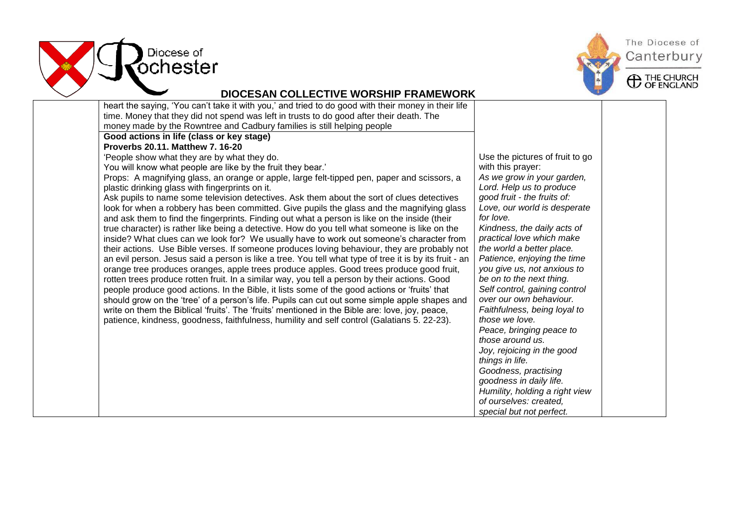| | | | |
|---|---|---|---|
| | heart the saying, 'You can't take it with you,' and tried to do good with their money in their life time. Money that they did not spend was left in trusts to do good after their death. The money made by the Rowntree and Cadbury families is still helping people | | |
| | **Good actions in life (class or key stage)**<br>**Proverbs 20.11. Matthew 7. 16-20**<br>'People show what they are by what they do.<br>You will know what people are like by the fruit they bear.'<br>Props: A magnifying glass, an orange or apple, large felt-tipped pen, paper and scissors, a plastic drinking glass with fingerprints on it.<br>Ask pupils to name some television detectives. Ask them about the sort of clues detectives look for when a robbery has been committed. Give pupils the glass and the magnifying glass and ask them to find the fingerprints. Finding out what a person is like on the inside (their true character) is rather like being a detective. How do you tell what someone is like on the inside? What clues can we look for? We usually have to work out someone's character from their actions. Use Bible verses. If someone produces loving behaviour, they are probably not an evil person. Jesus said a person is like a tree. You tell what type of tree it is by its fruit - an orange tree produces oranges, apple trees produce apples. Good trees produce good fruit, rotten trees produce rotten fruit. In a similar way, you tell a person by their actions. Good people produce good actions. In the Bible, it lists some of the good actions or 'fruits' that should grow on the 'tree' of a person's life. Pupils can cut out some simple apple shapes and write on them the Biblical 'fruits'. The 'fruits' mentioned in the Bible are: love, joy, peace, patience, kindness, goodness, faithfulness, humility and self control (Galatians 5. 22-23). | Use the pictures of fruit to go with this prayer:<br>*As we grow in your garden, Lord. Help us to produce good fruit - the fruits of:*<br>*Love, our world is desperate for love.*<br>*Kindness, the daily acts of practical love which make the world a better place.*<br>*Patience, enjoying the time you give us, not anxious to be on to the next thing.*<br>*Self control, gaining control over our own behaviour.*<br>*Faithfulness, being loyal to those we love.*<br>*Peace, bringing peace to those around us.*<br>*Joy, rejoicing in the good things in life.*<br>*Goodness, practising goodness in daily life.*<br>*Humility, holding a right view of ourselves: created, special but not perfect.* | |